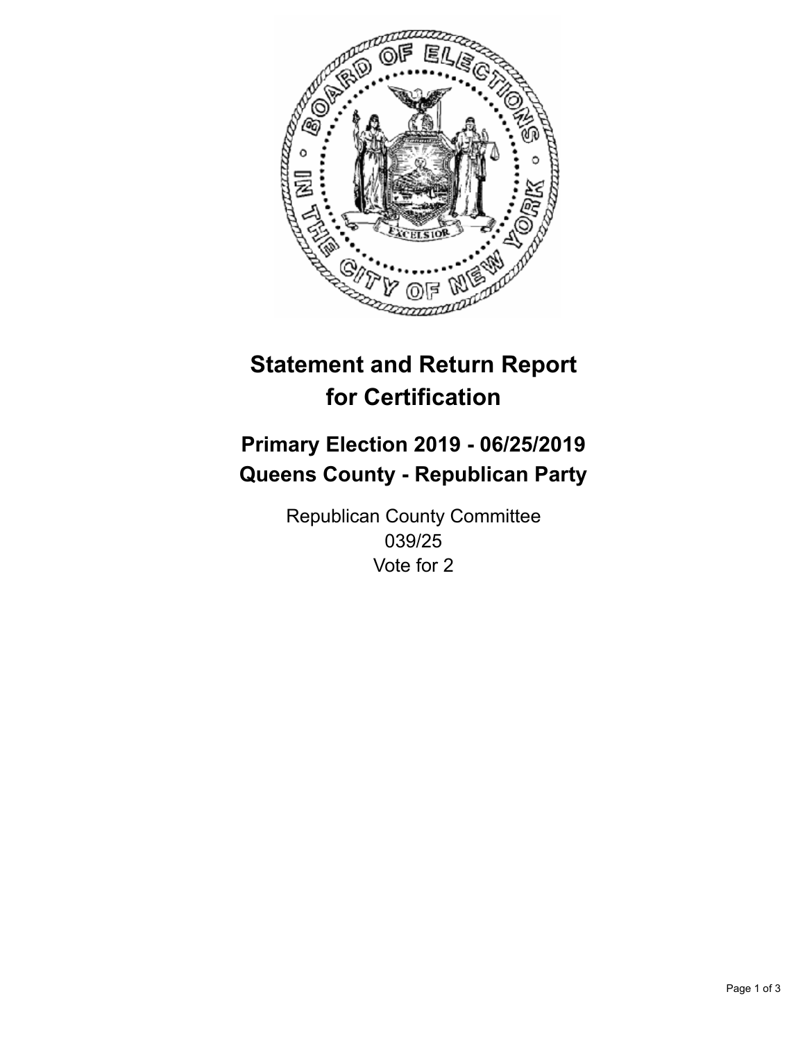# Statement and Return Report for Certification

## Primary Election 2019 - 06/25/2019
## Queens County - Republican Party

Republican County Committee
039/25
Vote for 2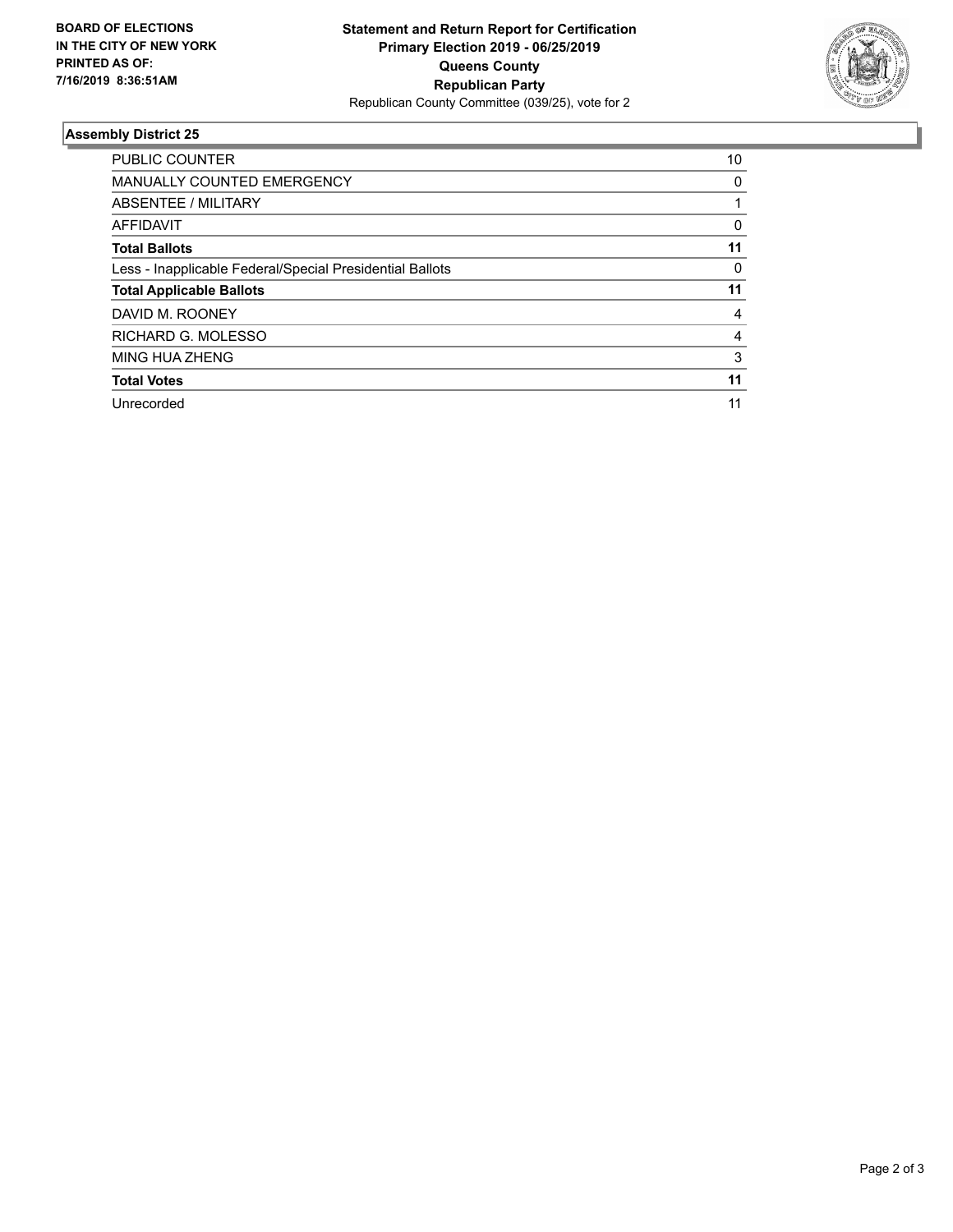**BOARD OF ELECTIONS IN THE CITY OF NEW YORK PRINTED AS OF: 7/16/2019 8:36:51AM**

**Statement and Return Report for Certification Primary Election 2019 - 06/25/2019 Queens County Republican Party**

Republican County Committee (039/25), vote for 2

### Assembly District 25

| | |
|---|---|
| PUBLIC COUNTER | 10 |
| MANUALLY COUNTED EMERGENCY | 0 |
| ABSENTEE / MILITARY | 1 |
| AFFIDAVIT | 0 |
| **Total Ballots** | **11** |
| Less - Inapplicable Federal/Special Presidential Ballots | 0 |
| **Total Applicable Ballots** | **11** |
| DAVID M. ROONEY | 4 |
| RICHARD G. MOLESSO | 4 |
| MING HUA ZHENG | 3 |
| **Total Votes** | **11** |
| Unrecorded | 11 |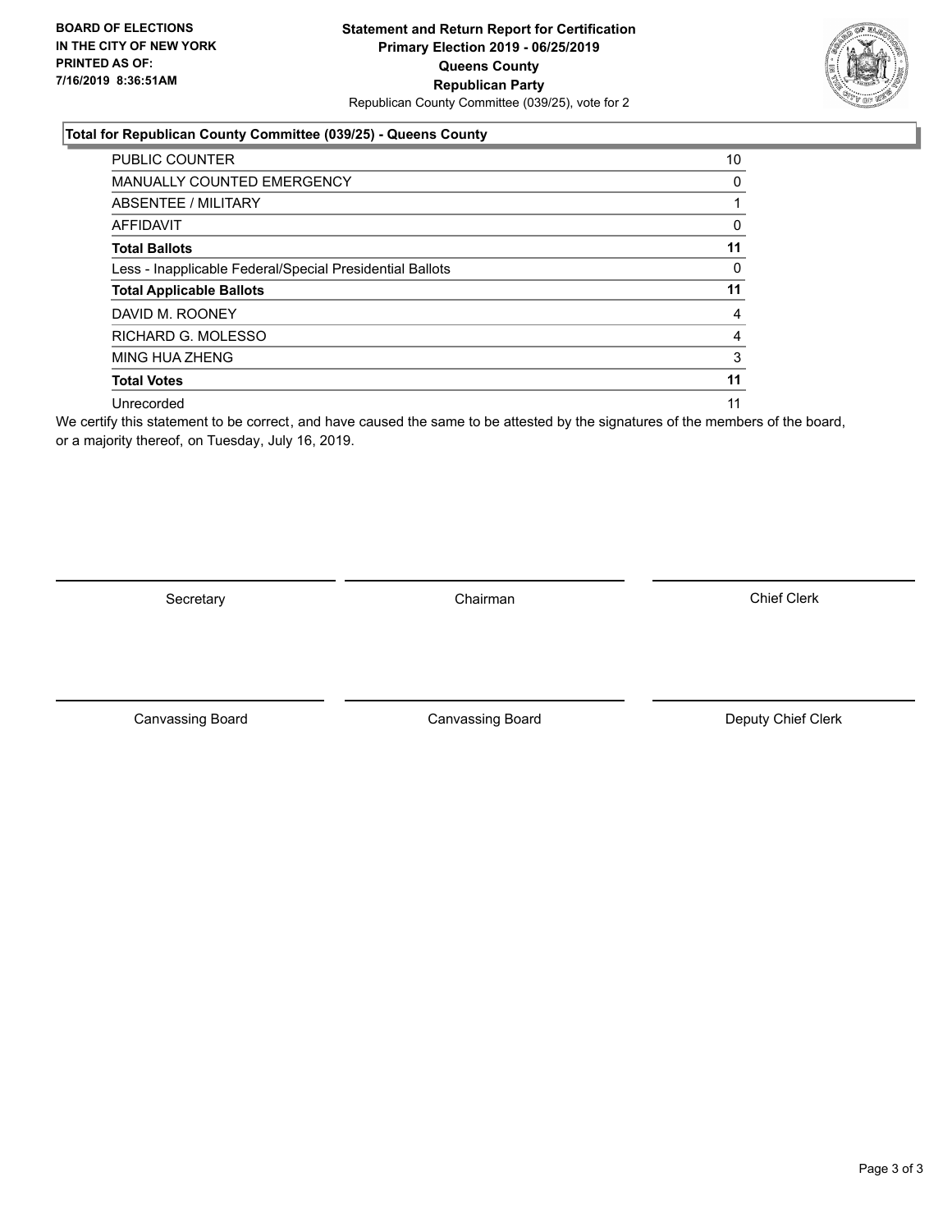**BOARD OF ELECTIONS IN THE CITY OF NEW YORK PRINTED AS OF: 7/16/2019 8:36:51AM**

**Statement and Return Report for Certification Primary Election 2019 - 06/25/2019 Queens County Republican Party**

Republican County Committee (039/25), vote for 2

**Total for Republican County Committee (039/25) - Queens County**

| | |
|---|---|
| PUBLIC COUNTER | 10 |
| MANUALLY COUNTED EMERGENCY | 0 |
| ABSENTEE / MILITARY | 1 |
| AFFIDAVIT | 0 |
| **Total Ballots** | **11** |
| Less - Inapplicable Federal/Special Presidential Ballots | 0 |
| **Total Applicable Ballots** | **11** |
| DAVID M. ROONEY | 4 |
| RICHARD G. MOLESSO | 4 |
| MING HUA ZHENG | 3 |
| **Total Votes** | **11** |
| Unrecorded | 11 |

We certify this statement to be correct, and have caused the same to be attested by the signatures of the members of the board, or a majority thereof, on Tuesday, July 16, 2019.

Secretary

Chairman

Chief Clerk

Canvassing Board

Canvassing Board

Deputy Chief Clerk